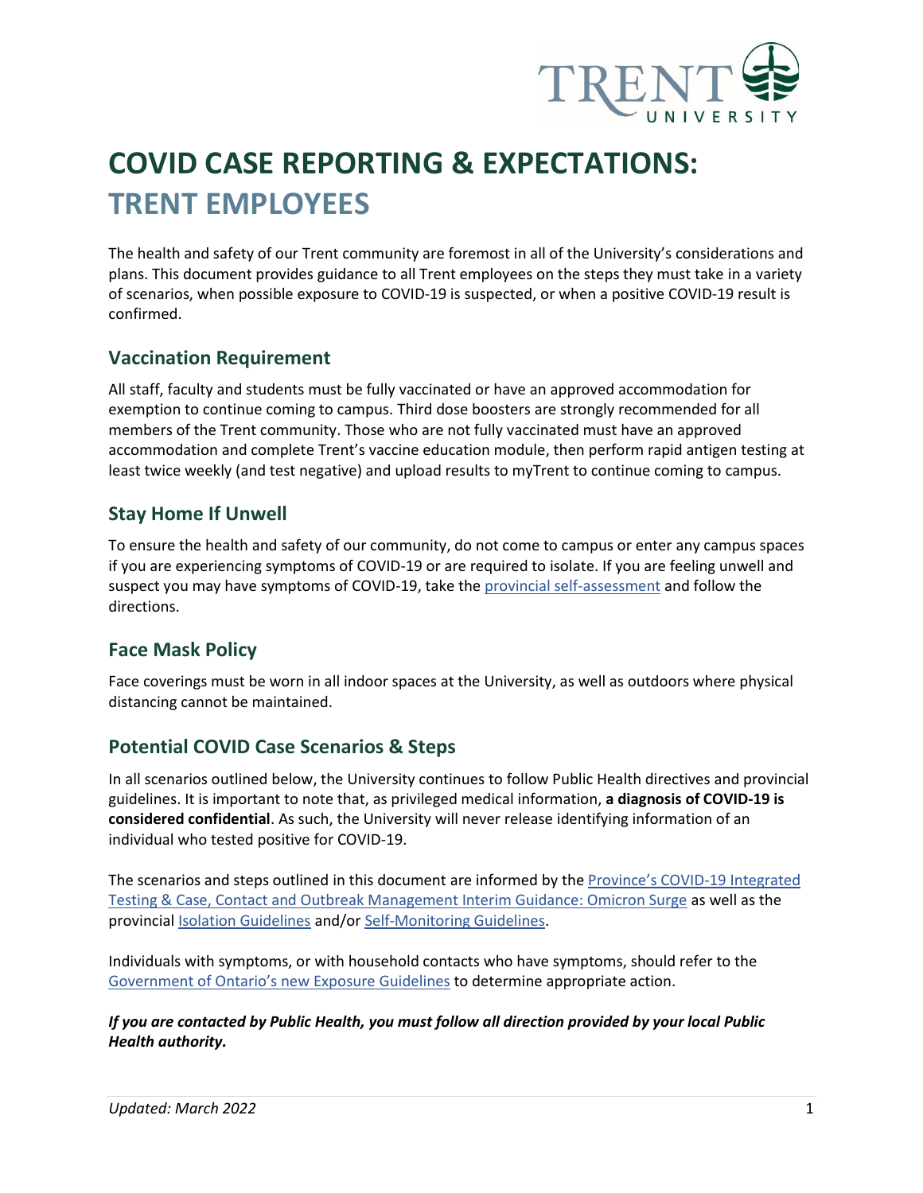# COVID CASE REPORTING & EXPECTATIONS:
# TRENT EMPLOYEES

The health and safety of our Trent community are foremost in all of the University's considerations and plans. This document provides guidance to all Trent employees on the steps they must take in a variety of scenarios, when possible exposure to COVID-19 is suspected, or when a positive COVID-19 result is confirmed.

## Vaccination Requirement

All staff, faculty and students must be fully vaccinated or have an approved accommodation for exemption to continue coming to campus. Third dose boosters are strongly recommended for all members of the Trent community. Those who are not fully vaccinated must have an approved accommodation and complete Trent's vaccine education module, then perform rapid antigen testing at least twice weekly (and test negative) and upload results to myTrent to continue coming to campus.

## Stay Home If Unwell

To ensure the health and safety of our community, do not come to campus or enter any campus spaces if you are experiencing symptoms of COVID-19 or are required to isolate. If you are feeling unwell and suspect you may have symptoms of COVID-19, take the provincial self-assessment and follow the directions.

## Face Mask Policy

Face coverings must be worn in all indoor spaces at the University, as well as outdoors where physical distancing cannot be maintained.

## Potential COVID Case Scenarios & Steps

In all scenarios outlined below, the University continues to follow Public Health directives and provincial guidelines. It is important to note that, as privileged medical information, **a diagnosis of COVID-19 is considered confidential**. As such, the University will never release identifying information of an individual who tested positive for COVID-19.

The scenarios and steps outlined in this document are informed by the Province's COVID-19 Integrated Testing & Case, Contact and Outbreak Management Interim Guidance: Omicron Surge as well as the provincial Isolation Guidelines and/or Self-Monitoring Guidelines.

Individuals with symptoms, or with household contacts who have symptoms, should refer to the Government of Ontario's new Exposure Guidelines to determine appropriate action.

***If you are contacted by Public Health, you must follow all direction provided by your local Public Health authority.***

*Updated: March 2022*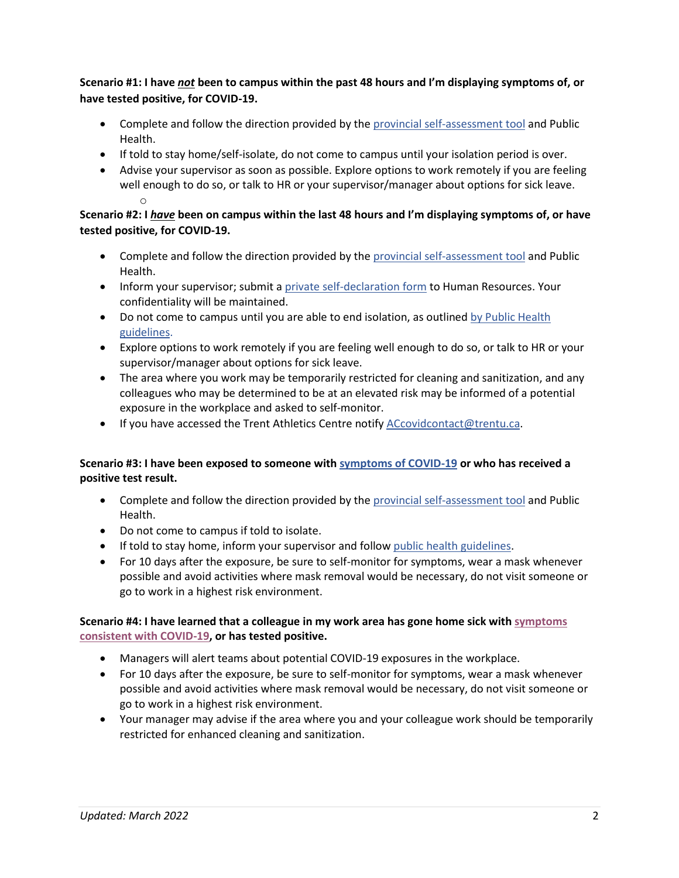**Scenario #1: I have *not* been to campus within the past 48 hours and I'm displaying symptoms of, or have tested positive, for COVID-19.**

- Complete and follow the direction provided by the provincial self-assessment tool and Public Health.
- If told to stay home/self-isolate, do not come to campus until your isolation period is over.
- Advise your supervisor as soon as possible. Explore options to work remotely if you are feeling well enough to do so, or talk to HR or your supervisor/manager about options for sick leave.

**Scenario #2: I *have* been on campus within the last 48 hours and I'm displaying symptoms of, or have tested positive, for COVID-19.**

- Complete and follow the direction provided by the provincial self-assessment tool and Public Health.
- Inform your supervisor; submit a private self-declaration form to Human Resources. Your confidentiality will be maintained.
- Do not come to campus until you are able to end isolation, as outlined by Public Health guidelines.
- Explore options to work remotely if you are feeling well enough to do so, or talk to HR or your supervisor/manager about options for sick leave.
- The area where you work may be temporarily restricted for cleaning and sanitization, and any colleagues who may be determined to be at an elevated risk may be informed of a potential exposure in the workplace and asked to self-monitor.
- If you have accessed the Trent Athletics Centre notify ACcovidcontact@trentu.ca.

**Scenario #3: I have been exposed to someone with symptoms of COVID-19 or who has received a positive test result.**

- Complete and follow the direction provided by the provincial self-assessment tool and Public Health.
- Do not come to campus if told to isolate.
- If told to stay home, inform your supervisor and follow public health guidelines.
- For 10 days after the exposure, be sure to self-monitor for symptoms, wear a mask whenever possible and avoid activities where mask removal would be necessary, do not visit someone or go to work in a highest risk environment.

**Scenario #4: I have learned that a colleague in my work area has gone home sick with symptoms consistent with COVID-19, or has tested positive.**

- Managers will alert teams about potential COVID-19 exposures in the workplace.
- For 10 days after the exposure, be sure to self-monitor for symptoms, wear a mask whenever possible and avoid activities where mask removal would be necessary, do not visit someone or go to work in a highest risk environment.
- Your manager may advise if the area where you and your colleague work should be temporarily restricted for enhanced cleaning and sanitization.

*Updated: March 2022*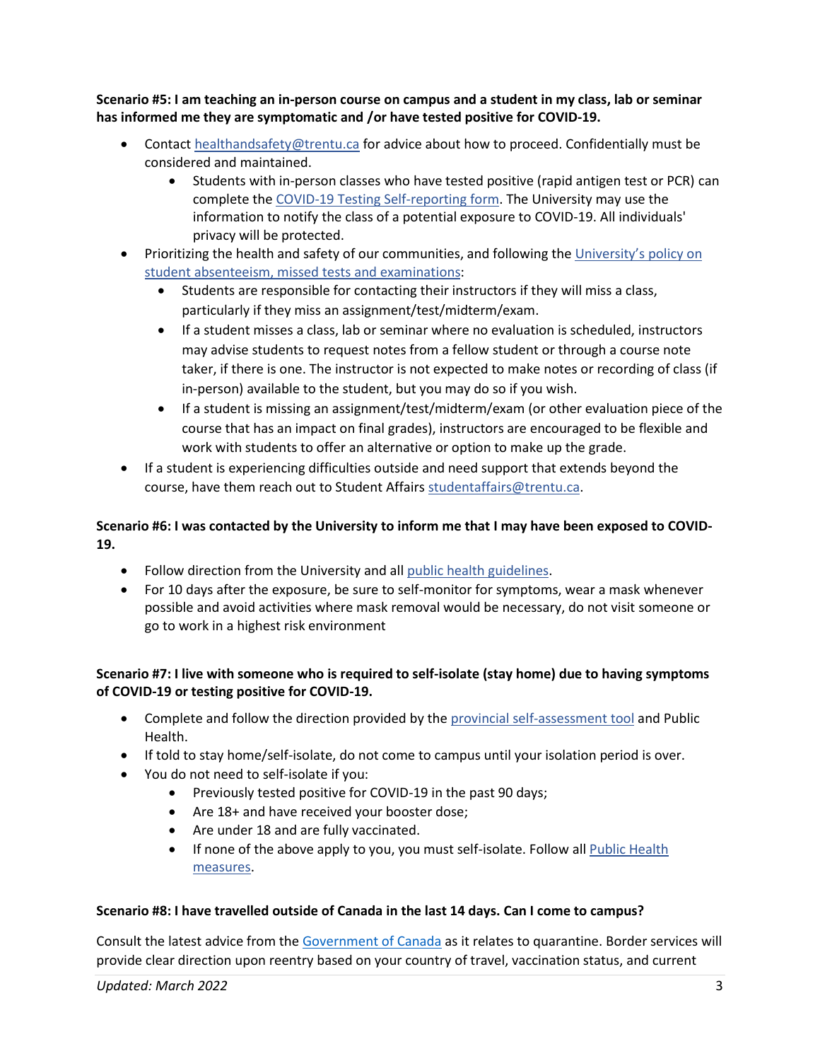**Scenario #5: I am teaching an in-person course on campus and a student in my class, lab or seminar has informed me they are symptomatic and /or have tested positive for COVID-19.**

- Contact healthandsafety@trentu.ca for advice about how to proceed. Confidentially must be considered and maintained.
  - Students with in-person classes who have tested positive (rapid antigen test or PCR) can complete the COVID-19 Testing Self-reporting form. The University may use the information to notify the class of a potential exposure to COVID-19. All individuals' privacy will be protected.
- Prioritizing the health and safety of our communities, and following the University's policy on student absenteeism, missed tests and examinations:
  - Students are responsible for contacting their instructors if they will miss a class, particularly if they miss an assignment/test/midterm/exam.
  - If a student misses a class, lab or seminar where no evaluation is scheduled, instructors may advise students to request notes from a fellow student or through a course note taker, if there is one. The instructor is not expected to make notes or recording of class (if in-person) available to the student, but you may do so if you wish.
  - If a student is missing an assignment/test/midterm/exam (or other evaluation piece of the course that has an impact on final grades), instructors are encouraged to be flexible and work with students to offer an alternative or option to make up the grade.
- If a student is experiencing difficulties outside and need support that extends beyond the course, have them reach out to Student Affairs studentaffairs@trentu.ca.

**Scenario #6: I was contacted by the University to inform me that I may have been exposed to COVID-19.**

- Follow direction from the University and all public health guidelines.
- For 10 days after the exposure, be sure to self-monitor for symptoms, wear a mask whenever possible and avoid activities where mask removal would be necessary, do not visit someone or go to work in a highest risk environment

**Scenario #7: I live with someone who is required to self-isolate (stay home) due to having symptoms of COVID-19 or testing positive for COVID-19.**

- Complete and follow the direction provided by the provincial self-assessment tool and Public Health.
- If told to stay home/self-isolate, do not come to campus until your isolation period is over.
- You do not need to self-isolate if you:
  - Previously tested positive for COVID-19 in the past 90 days;
  - Are 18+ and have received your booster dose;
  - Are under 18 and are fully vaccinated.
  - If none of the above apply to you, you must self-isolate. Follow all Public Health measures.

**Scenario #8: I have travelled outside of Canada in the last 14 days. Can I come to campus?**

Consult the latest advice from the Government of Canada as it relates to quarantine. Border services will provide clear direction upon reentry based on your country of travel, vaccination status, and current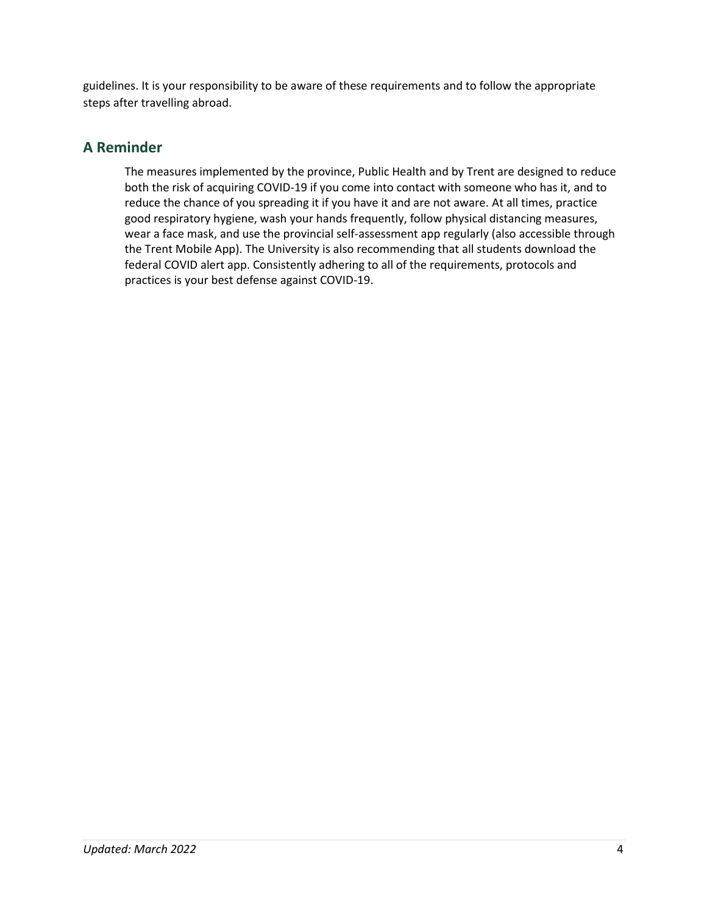guidelines. It is your responsibility to be aware of these requirements and to follow the appropriate steps after travelling abroad.

## A Reminder

The measures implemented by the province, Public Health and by Trent are designed to reduce both the risk of acquiring COVID-19 if you come into contact with someone who has it, and to reduce the chance of you spreading it if you have it and are not aware. At all times, practice good respiratory hygiene, wash your hands frequently, follow physical distancing measures, wear a face mask, and use the provincial self-assessment app regularly (also accessible through the Trent Mobile App). The University is also recommending that all students download the federal COVID alert app. Consistently adhering to all of the requirements, protocols and practices is your best defense against COVID-19.